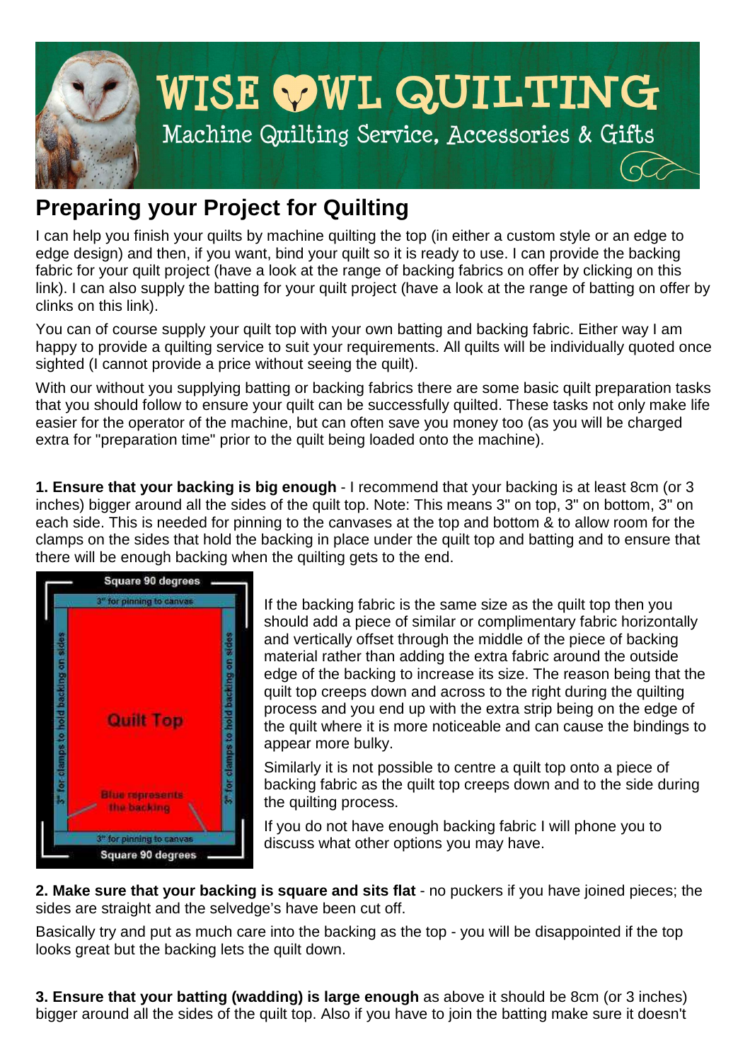# WISE OWL QUILTING

Machine Quilting Service, Accessories & Gifts

## Preparing your Project for Quilting

I can help you finish your quilts by machine quilting the top (in either a custom style or an edge to edge design) and then, if you want, bind your quilt so it is ready to use. I can provide the backing fabric for your quilt project (have a look at the range of backing fabrics on offer by clicking on this link). I can also supply the batting for your quilt project (have a look at the range of batting on offer by clinks on this link).

You can of course supply your quilt top with your own batting and backing fabric. Either way I am happy to provide a quilting service to suit your requirements. All quilts will be individually quoted once sighted (I cannot provide a price without seeing the quilt).

With our without you supplying batting or backing fabrics there are some basic quilt preparation tasks that you should follow to ensure your quilt can be successfully quilted. These tasks not only make life easier for the operator of the machine, but can often save you money too (as you will be charged extra for "preparation time" prior to the quilt being loaded onto the machine).

**1. Ensure that your backing is big enough** - I recommend that your backing is at least 8cm (or 3 inches) bigger around all the sides of the quilt top. Note: This means 3" on top, 3" on bottom, 3" on each side. This is needed for pinning to the canvases at the top and bottom & to allow room for the clamps on the sides that hold the backing in place under the quilt top and batting and to ensure that there will be enough backing when the quilting gets to the end.

Square 90 degrees

3" for pinning to canvas

3" for clamps to hold backing on sides

Quilt Top

Blue represents the backing

3" for clamps to hold backing on sides

3" for pinning to canvas

Square 90 degrees

If the backing fabric is the same size as the quilt top then you should add a piece of similar or complimentary fabric horizontally and vertically offset through the middle of the piece of backing material rather than adding the extra fabric around the outside edge of the backing to increase its size. The reason being that the quilt top creeps down and across to the right during the quilting process and you end up with the extra strip being on the edge of the quilt where it is more noticeable and can cause the bindings to appear more bulky.

Similarly it is not possible to centre a quilt top onto a piece of backing fabric as the quilt top creeps down and to the side during the quilting process.

If you do not have enough backing fabric I will phone you to discuss what other options you may have.

**2. Make sure that your backing is square and sits flat** - no puckers if you have joined pieces; the sides are straight and the selvedge's have been cut off.

Basically try and put as much care into the backing as the top - you will be disappointed if the top looks great but the backing lets the quilt down.

**3. Ensure that your batting (wadding) is large enough** as above it should be 8cm (or 3 inches) bigger around all the sides of the quilt top. Also if you have to join the batting make sure it doesn't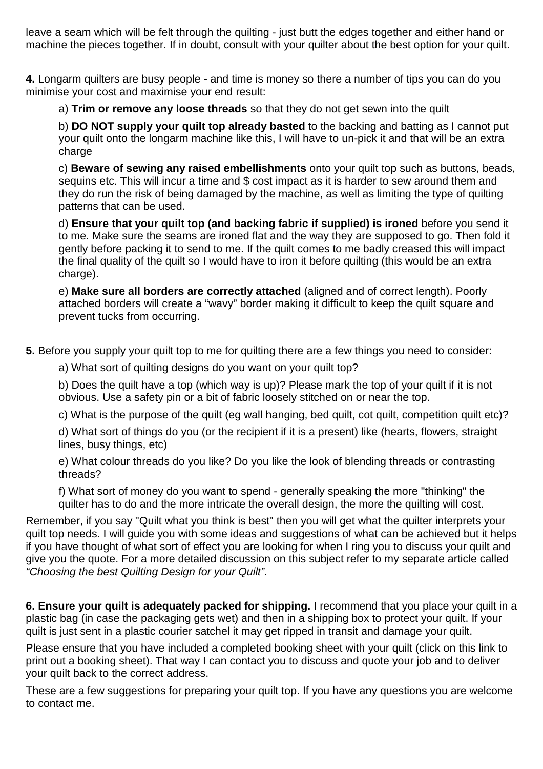leave a seam which will be felt through the quilting - just butt the edges together and either hand or machine the pieces together. If in doubt, consult with your quilter about the best option for your quilt.

**4.** Longarm quilters are busy people - and time is money so there a number of tips you can do you minimise your cost and maximise your end result:

a) **Trim or remove any loose threads** so that they do not get sewn into the quilt

b) **DO NOT supply your quilt top already basted** to the backing and batting as I cannot put your quilt onto the longarm machine like this, I will have to un-pick it and that will be an extra charge

c) **Beware of sewing any raised embellishments** onto your quilt top such as buttons, beads, sequins etc. This will incur a time and $ cost impact as it is harder to sew around them and they do run the risk of being damaged by the machine, as well as limiting the type of quilting patterns that can be used.

d) **Ensure that your quilt top (and backing fabric if supplied) is ironed** before you send it to me. Make sure the seams are ironed flat and the way they are supposed to go. Then fold it gently before packing it to send to me. If the quilt comes to me badly creased this will impact the final quality of the quilt so I would have to iron it before quilting (this would be an extra charge).

e) **Make sure all borders are correctly attached** (aligned and of correct length). Poorly attached borders will create a “wavy” border making it difficult to keep the quilt square and prevent tucks from occurring.

**5.** Before you supply your quilt top to me for quilting there are a few things you need to consider:

a) What sort of quilting designs do you want on your quilt top?

b) Does the quilt have a top (which way is up)? Please mark the top of your quilt if it is not obvious. Use a safety pin or a bit of fabric loosely stitched on or near the top.

c) What is the purpose of the quilt (eg wall hanging, bed quilt, cot quilt, competition quilt etc)?

d) What sort of things do you (or the recipient if it is a present) like (hearts, flowers, straight lines, busy things, etc)

e) What colour threads do you like? Do you like the look of blending threads or contrasting threads?

f) What sort of money do you want to spend - generally speaking the more "thinking" the quilter has to do and the more intricate the overall design, the more the quilting will cost.

Remember, if you say "Quilt what you think is best" then you will get what the quilter interprets your quilt top needs. I will guide you with some ideas and suggestions of what can be achieved but it helps if you have thought of what sort of effect you are looking for when I ring you to discuss your quilt and give you the quote. For a more detailed discussion on this subject refer to my separate article called *“Choosing the best Quilting Design for your Quilt”.*

**6. Ensure your quilt is adequately packed for shipping.** I recommend that you place your quilt in a plastic bag (in case the packaging gets wet) and then in a shipping box to protect your quilt. If your quilt is just sent in a plastic courier satchel it may get ripped in transit and damage your quilt.

Please ensure that you have included a completed booking sheet with your quilt (click on this link to print out a booking sheet). That way I can contact you to discuss and quote your job and to deliver your quilt back to the correct address.

These are a few suggestions for preparing your quilt top. If you have any questions you are welcome to contact me.